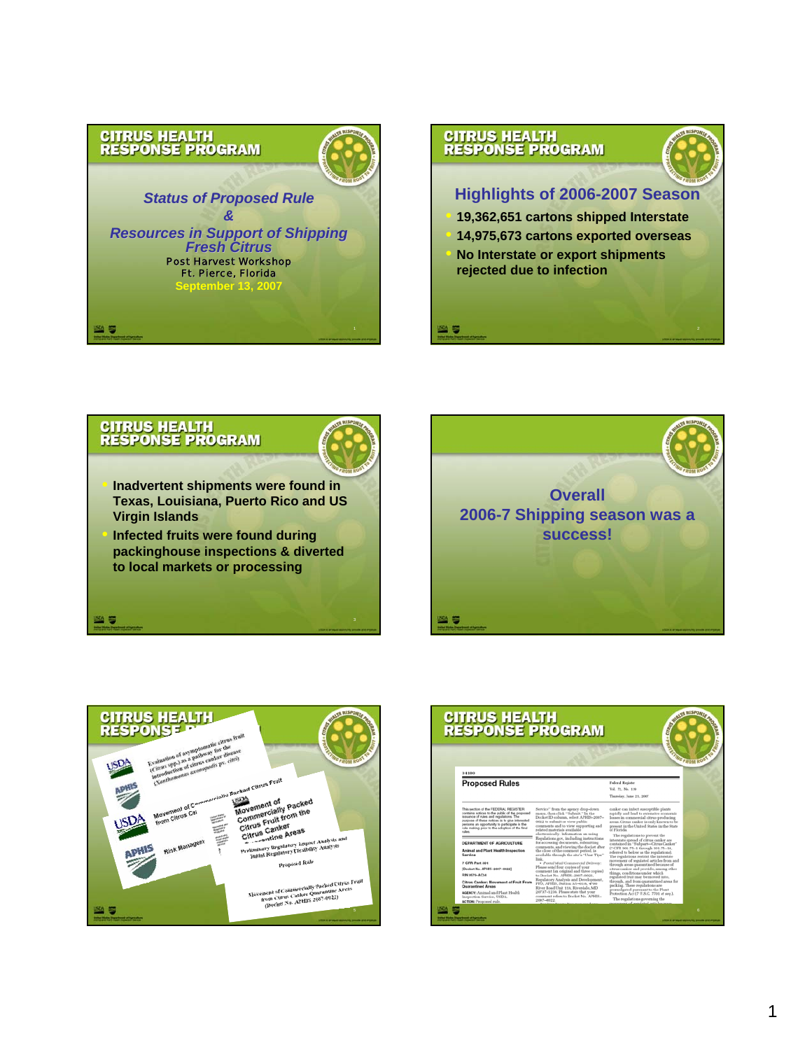## CITRUS HEALTH RESPONSE PROGRAM

### *Status of Proposed Rule*
### *&*
### *Resources in Support of Shipping Fresh Citrus*

Post Harvest Workshop
Ft. Pierce, Florida
September 13, 2007

## CITRUS HEALTH RESPONSE PROGRAM

### Highlights of 2006-2007 Season

- **19,362,651 cartons shipped Interstate**
- **14,975,673 cartons exported overseas**
- **No Interstate or export shipments rejected due to infection**

## CITRUS HEALTH RESPONSE PROGRAM

- **Inadvertent shipments were found in Texas, Louisiana, Puerto Rico and US Virgin Islands**
- **Infected fruits were found during packinghouse inspections & diverted to local markets or processing**

## Overall 2006-7 Shipping season was a success!

## CITRUS HEALTH RESPONSE PROGRAM

Evaluation of asymptomatic citrus fruit (Citrus spp.) as a pathway for the introduction of citrus canker disease (Xanthomonas axonopodis pv. citri)

Movement of Commercially Packed Citrus Fruit from Citrus Canker Quarantine Areas

Risk Management

Preliminary Regulatory Impact Analysis and Initial Regulatory Flexibility Analysis

Proposed Rule

Movement of Commercially Packed Citrus Fruit from Citrus Canker Quarantine Areas (Docket No. APHIS 2007-0022)

## CITRUS HEALTH RESPONSE PROGRAM

Proposed Rules — Federal Register Vol. 72, No. 119, Thursday, June 21, 2007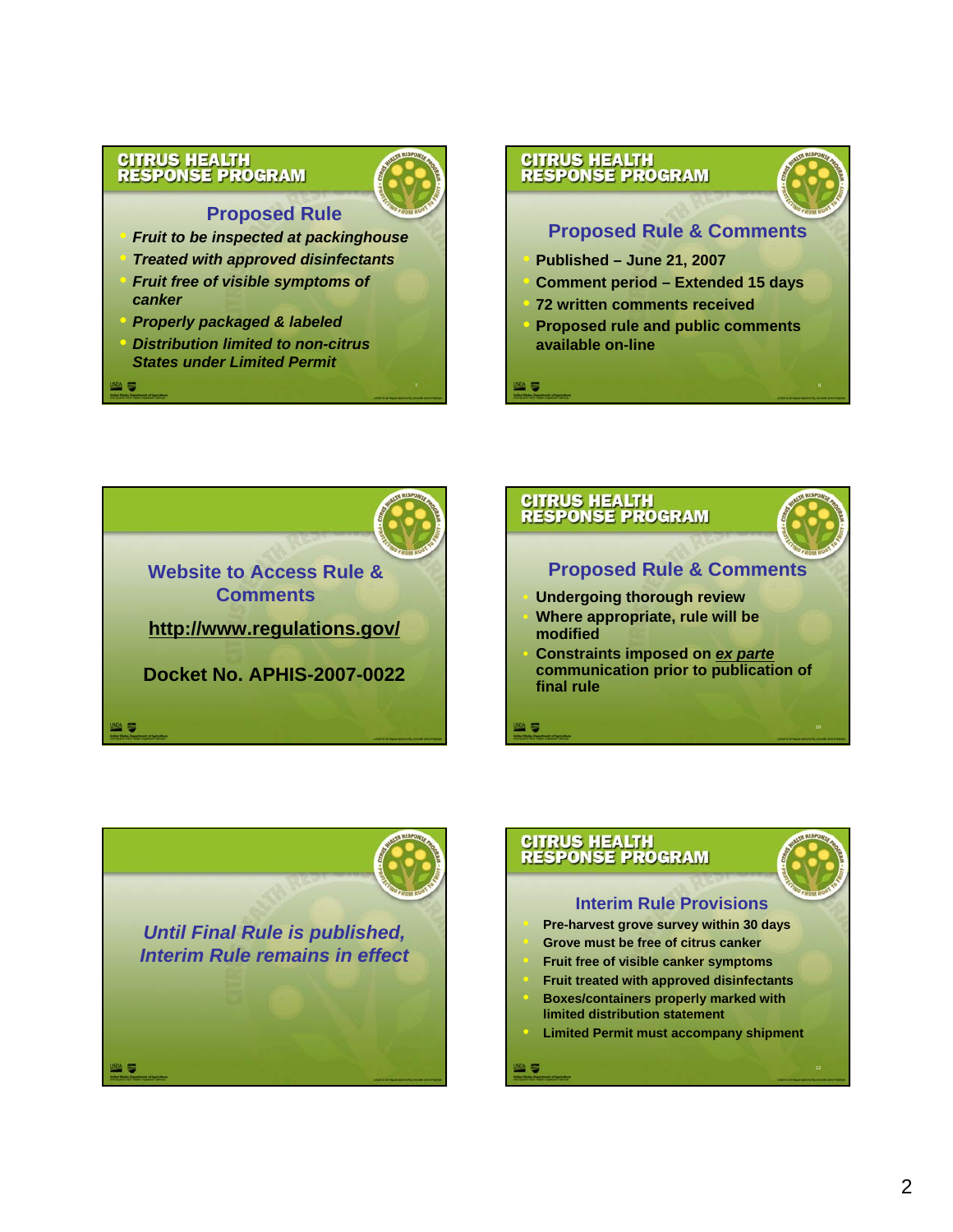## CITRUS HEALTH RESPONSE PROGRAM

### Proposed Rule

- *Fruit to be inspected at packinghouse*
- *Treated with approved disinfectants*
- *Fruit free of visible symptoms of canker*
- *Properly packaged & labeled*
- *Distribution limited to non-citrus States under Limited Permit*

## CITRUS HEALTH RESPONSE PROGRAM

### Proposed Rule & Comments

- Published – June 21, 2007
- Comment period – Extended 15 days
- 72 written comments received
- Proposed rule and public comments available on-line

### Website to Access Rule & Comments

**http://www.regulations.gov/**

**Docket No. APHIS-2007-0022**

## CITRUS HEALTH RESPONSE PROGRAM

### Proposed Rule & Comments

- Undergoing thorough review
- Where appropriate, rule will be modified
- Constraints imposed on ***ex parte*** communication prior to publication of final rule

### *Until Final Rule is published, Interim Rule remains in effect*

## CITRUS HEALTH RESPONSE PROGRAM

### Interim Rule Provisions

- Pre-harvest grove survey within 30 days
- Grove must be free of citrus canker
- Fruit free of visible canker symptoms
- Fruit treated with approved disinfectants
- Boxes/containers properly marked with limited distribution statement
- Limited Permit must accompany shipment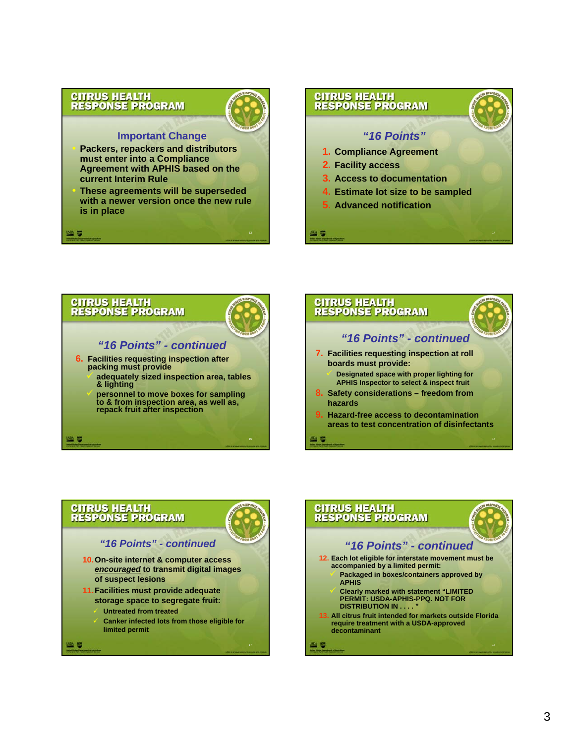## CITRUS HEALTH RESPONSE PROGRAM

### Important Change

- Packers, repackers and distributors must enter into a Compliance Agreement with APHIS based on the current Interim Rule
- These agreements will be superseded with a newer version once the new rule is in place

## CITRUS HEALTH RESPONSE PROGRAM

### *"16 Points"*

1. Compliance Agreement
2. Facility access
3. Access to documentation
4. Estimate lot size to be sampled
5. Advanced notification

## CITRUS HEALTH RESPONSE PROGRAM

### *"16 Points" - continued*

6. Facilities requesting inspection after packing must provide
   - ✓ adequately sized inspection area, tables & lighting
   - ✓ personnel to move boxes for sampling to & from inspection area, as well as, repack fruit after inspection

## CITRUS HEALTH RESPONSE PROGRAM

### *"16 Points" - continued*

7. Facilities requesting inspection at roll boards must provide:
   - ✓ Designated space with proper lighting for APHIS Inspector to select & inspect fruit
8. Safety considerations – freedom from hazards
9. Hazard-free access to decontamination areas to test concentration of disinfectants

## CITRUS HEALTH RESPONSE PROGRAM

### *"16 Points" - continued*

10. On-site internet & computer access ***encouraged*** to transmit digital images of suspect lesions
11. Facilities must provide adequate storage space to segregate fruit:
    - ✓ Untreated from treated
    - ✓ Canker infected lots from those eligible for limited permit

## CITRUS HEALTH RESPONSE PROGRAM

### *"16 Points" - continued*

12. Each lot eligible for interstate movement must be accompanied by a limited permit:
    - ✓ Packaged in boxes/containers approved by APHIS
    - ✓ Clearly marked with statement "LIMITED PERMIT: USDA-APHIS-PPQ. NOT FOR DISTRIBUTION IN . . . . "
13. All citrus fruit intended for markets outside Florida require treatment with a USDA-approved decontaminant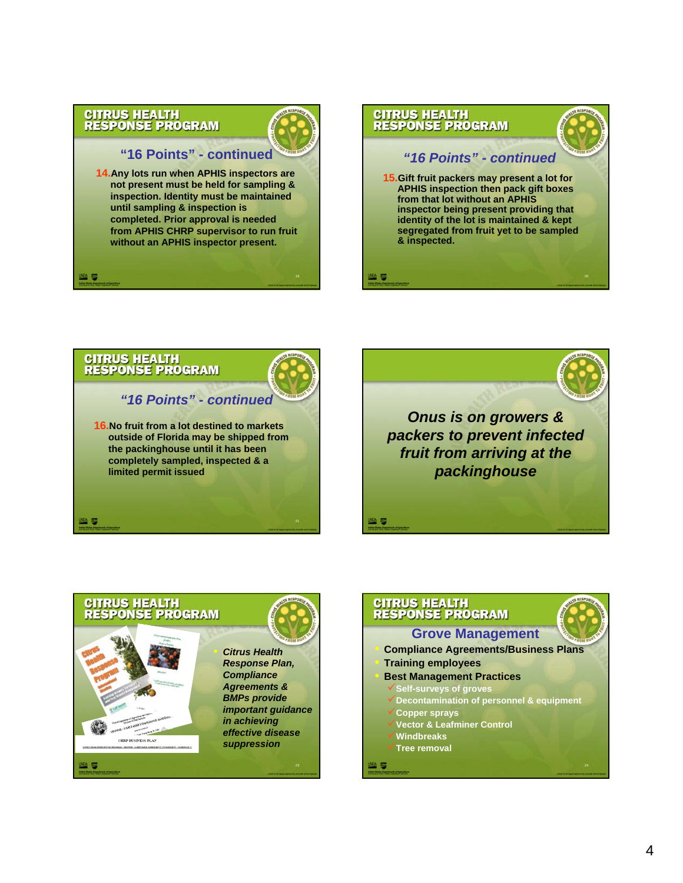## CITRUS HEALTH RESPONSE PROGRAM

### "16 Points" - continued

14. Any lots run when APHIS inspectors are not present must be held for sampling & inspection. Identity must be maintained until sampling & inspection is completed. Prior approval is needed from APHIS CHRP supervisor to run fruit without an APHIS inspector present.

## CITRUS HEALTH RESPONSE PROGRAM

### *"16 Points" - continued*

15. Gift fruit packers may present a lot for APHIS inspection then pack gift boxes from that lot without an APHIS inspector being present providing that identity of the lot is maintained & kept segregated from fruit yet to be sampled & inspected.

## CITRUS HEALTH RESPONSE PROGRAM

### *"16 Points" - continued*

16. No fruit from a lot destined to markets outside of Florida may be shipped from the packinghouse until it has been completely sampled, inspected & a limited permit issued

*Onus is on growers & packers to prevent infected fruit from arriving at the packinghouse*

## CITRUS HEALTH RESPONSE PROGRAM

- *Citrus Health Response Plan, Compliance Agreements & BMPs provide important guidance in achieving effective disease suppression*

## CITRUS HEALTH RESPONSE PROGRAM

### Grove Management

- Compliance Agreements/Business Plans
- Training employees
- Best Management Practices
  - ✓ Self-surveys of groves
  - ✓ Decontamination of personnel & equipment
  - ✓ Copper sprays
  - ✓ Vector & Leafminer Control
  - ✓ Windbreaks
  - ✓ Tree removal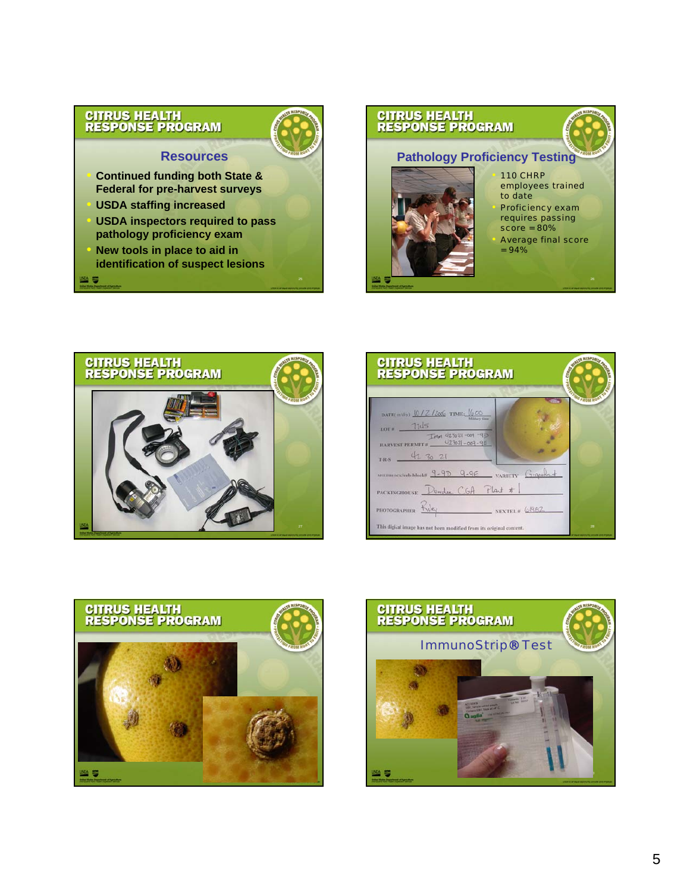## CITRUS HEALTH RESPONSE PROGRAM

### Resources

- Continued funding both State & Federal for pre-harvest surveys
- USDA staffing increased
- USDA inspectors required to pass pathology proficiency exam
- New tools in place to aid in identification of suspect lesions

## CITRUS HEALTH RESPONSE PROGRAM

### Pathology Proficiency Testing

- 110 CHRP employees trained to date
- Proficiency exam requires passing score = 80%
- Average final score = 94%

## CITRUS HEALTH RESPONSE PROGRAM

## CITRUS HEALTH RESPONSE PROGRAM

DATE (m/d/y) 10/2/2006 TIME: 1600

LOT # 7 lds

HARVEST PERMIT # Tmt 423021-009-9D 423021-009-9E

T-R-S 42 30 21

sub-block# 9-9D 9-9E VARIETY Grapefruit

PACKINGHOUSE Dundee CGA Plant #1

PHOTOGRAPHER Riley NEXTEL # 6982

This digital image has not been modified from its original content.

## CITRUS HEALTH RESPONSE PROGRAM

## CITRUS HEALTH RESPONSE PROGRAM

### ImmunoStrip® Test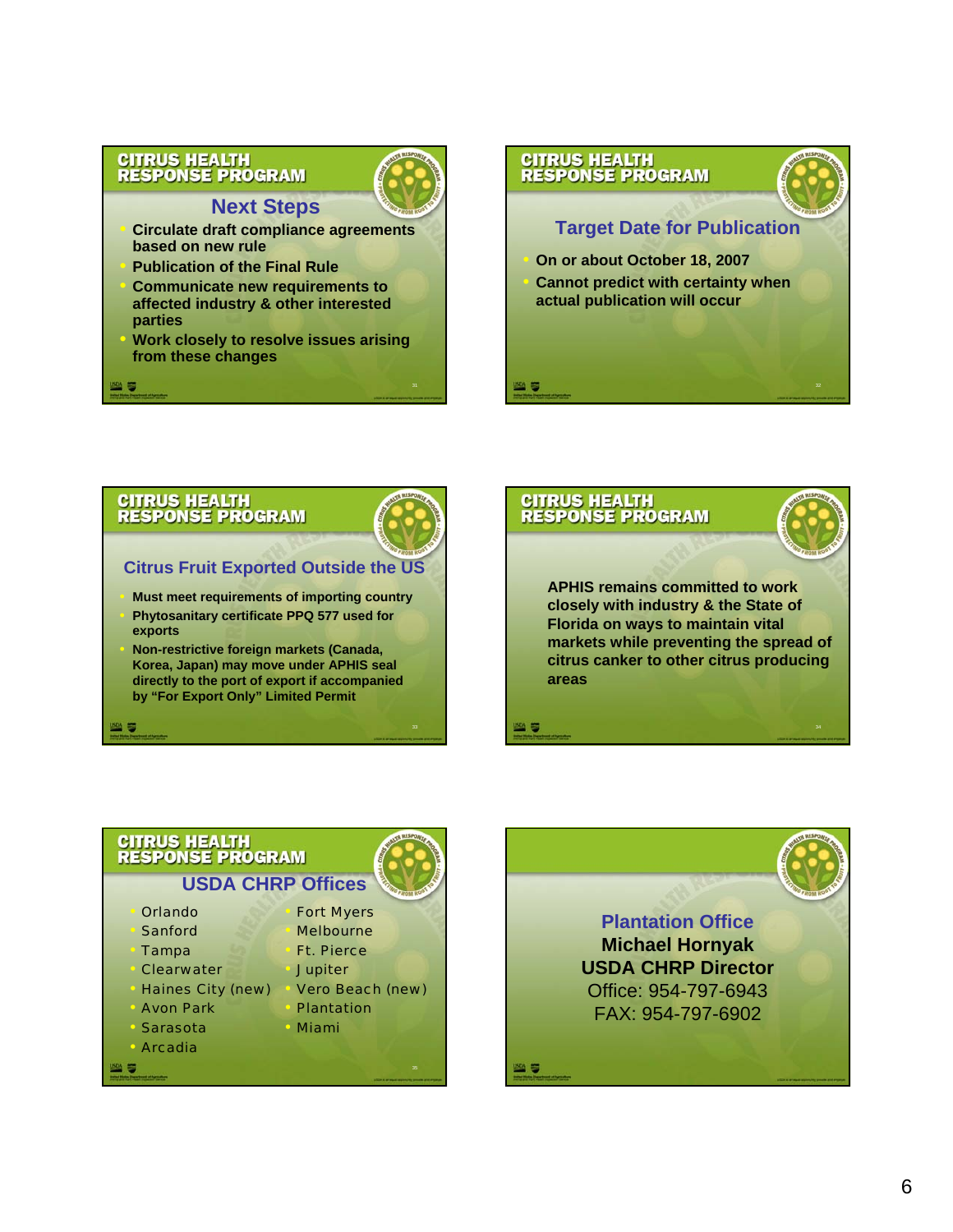## CITRUS HEALTH RESPONSE PROGRAM

### Next Steps

- Circulate draft compliance agreements based on new rule
- Publication of the Final Rule
- Communicate new requirements to affected industry & other interested parties
- Work closely to resolve issues arising from these changes

## CITRUS HEALTH RESPONSE PROGRAM

### Target Date for Publication

- On or about October 18, 2007
- Cannot predict with certainty when actual publication will occur

## CITRUS HEALTH RESPONSE PROGRAM

### Citrus Fruit Exported Outside the US

- Must meet requirements of importing country
- Phytosanitary certificate PPQ 577 used for exports
- Non-restrictive foreign markets (Canada, Korea, Japan) may move under APHIS seal directly to the port of export if accompanied by “For Export Only” Limited Permit

## CITRUS HEALTH RESPONSE PROGRAM

APHIS remains committed to work closely with industry & the State of Florida on ways to maintain vital markets while preventing the spread of citrus canker to other citrus producing areas

## CITRUS HEALTH RESPONSE PROGRAM

### USDA CHRP Offices

- Orlando
- Sanford
- Tampa
- Clearwater
- Haines City (new)
- Avon Park
- Sarasota
- Arcadia
- Fort Myers
- Melbourne
- Ft. Pierce
- Jupiter
- Vero Beach (new)
- Plantation
- Miami

### Plantation Office

**Michael Hornyak**
**USDA CHRP Director**
Office: 954-797-6943
FAX: 954-797-6902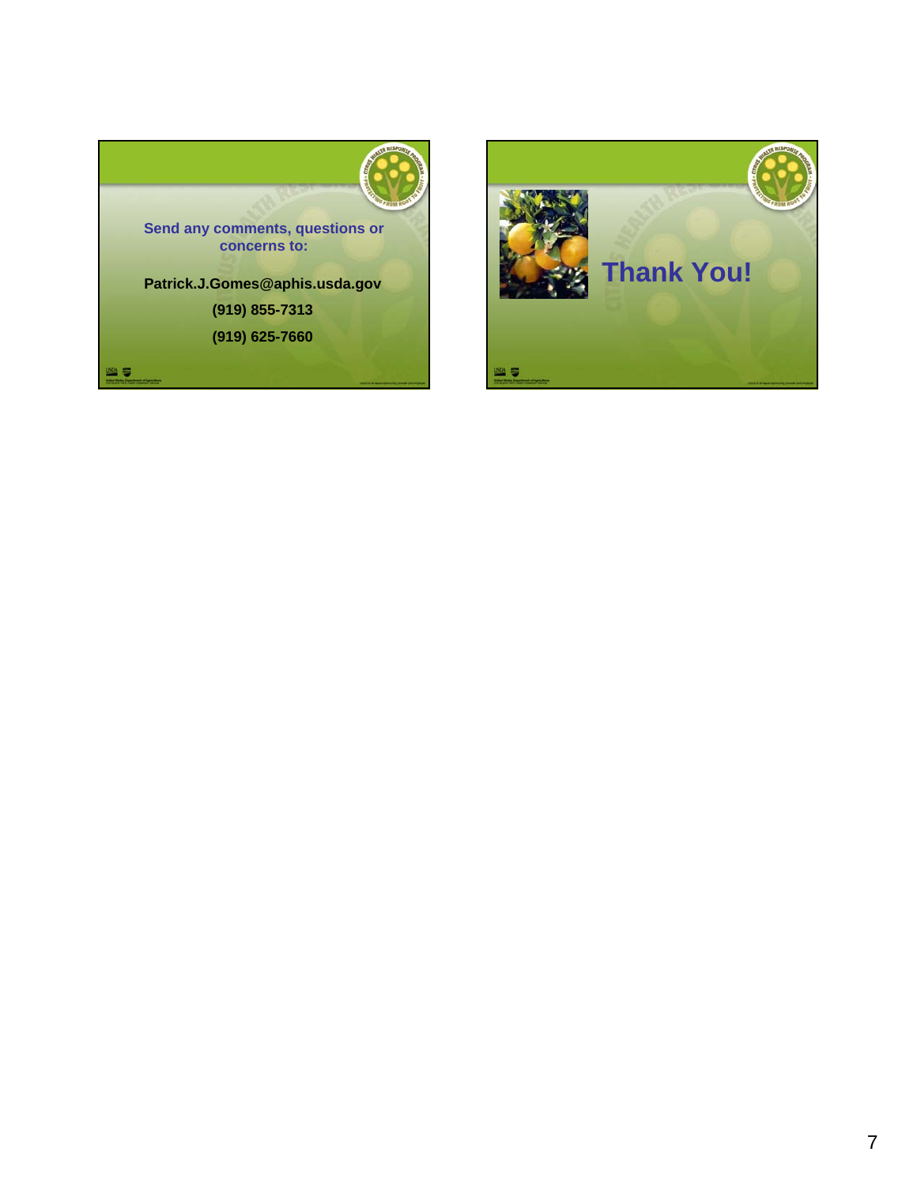Send any comments, questions or concerns to:

**Patrick.J.Gomes@aphis.usda.gov**

**(919) 855-7313**

**(919) 625-7660**

# Thank You!